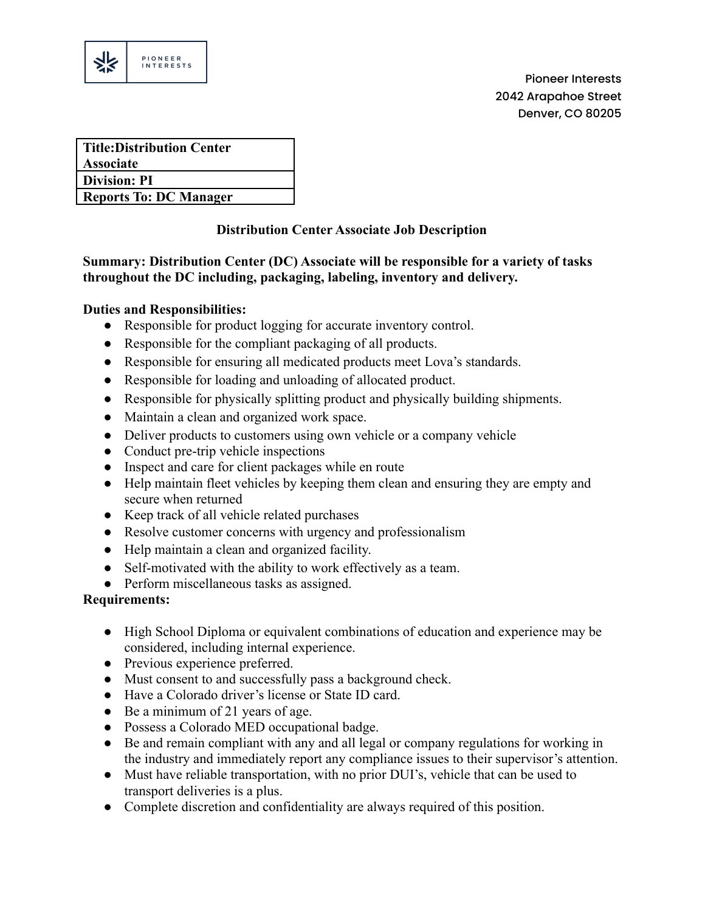PIONEER INTERESTS

Pioneer Interests
2042 Arapahoe Street
Denver, CO 80205

| **Title:Distribution Center Associate** |
|---|
| **Division: PI** |
| **Reports To: DC Manager** |

## Distribution Center Associate Job Description

**Summary: Distribution Center (DC) Associate will be responsible for a variety of tasks throughout the DC including, packaging, labeling, inventory and delivery.**

**Duties and Responsibilities:**

- Responsible for product logging for accurate inventory control.
- Responsible for the compliant packaging of all products.
- Responsible for ensuring all medicated products meet Lova's standards.
- Responsible for loading and unloading of allocated product.
- Responsible for physically splitting product and physically building shipments.
- Maintain a clean and organized work space.
- Deliver products to customers using own vehicle or a company vehicle
- Conduct pre-trip vehicle inspections
- Inspect and care for client packages while en route
- Help maintain fleet vehicles by keeping them clean and ensuring they are empty and secure when returned
- Keep track of all vehicle related purchases
- Resolve customer concerns with urgency and professionalism
- Help maintain a clean and organized facility.
- Self-motivated with the ability to work effectively as a team.
- Perform miscellaneous tasks as assigned.

**Requirements:**

- High School Diploma or equivalent combinations of education and experience may be considered, including internal experience.
- Previous experience preferred.
- Must consent to and successfully pass a background check.
- Have a Colorado driver's license or State ID card.
- Be a minimum of 21 years of age.
- Possess a Colorado MED occupational badge.
- Be and remain compliant with any and all legal or company regulations for working in the industry and immediately report any compliance issues to their supervisor's attention.
- Must have reliable transportation, with no prior DUI's, vehicle that can be used to transport deliveries is a plus.
- Complete discretion and confidentiality are always required of this position.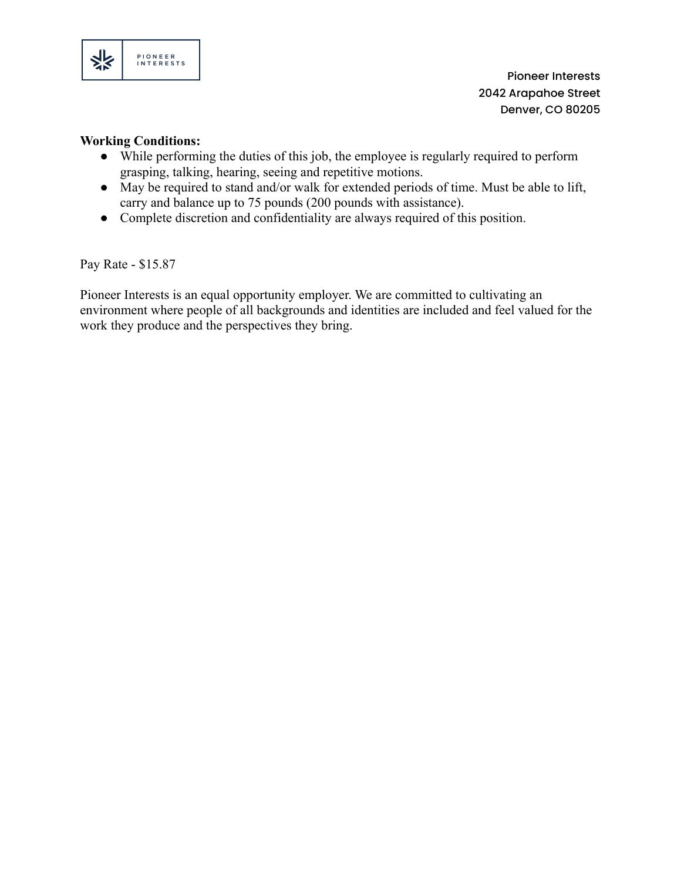Pioneer Interests
2042 Arapahoe Street
Denver, CO 80205

**Working Conditions:**

- While performing the duties of this job, the employee is regularly required to perform grasping, talking, hearing, seeing and repetitive motions.
- May be required to stand and/or walk for extended periods of time. Must be able to lift, carry and balance up to 75 pounds (200 pounds with assistance).
- Complete discretion and confidentiality are always required of this position.

Pay Rate - $15.87

Pioneer Interests is an equal opportunity employer. We are committed to cultivating an environment where people of all backgrounds and identities are included and feel valued for the work they produce and the perspectives they bring.